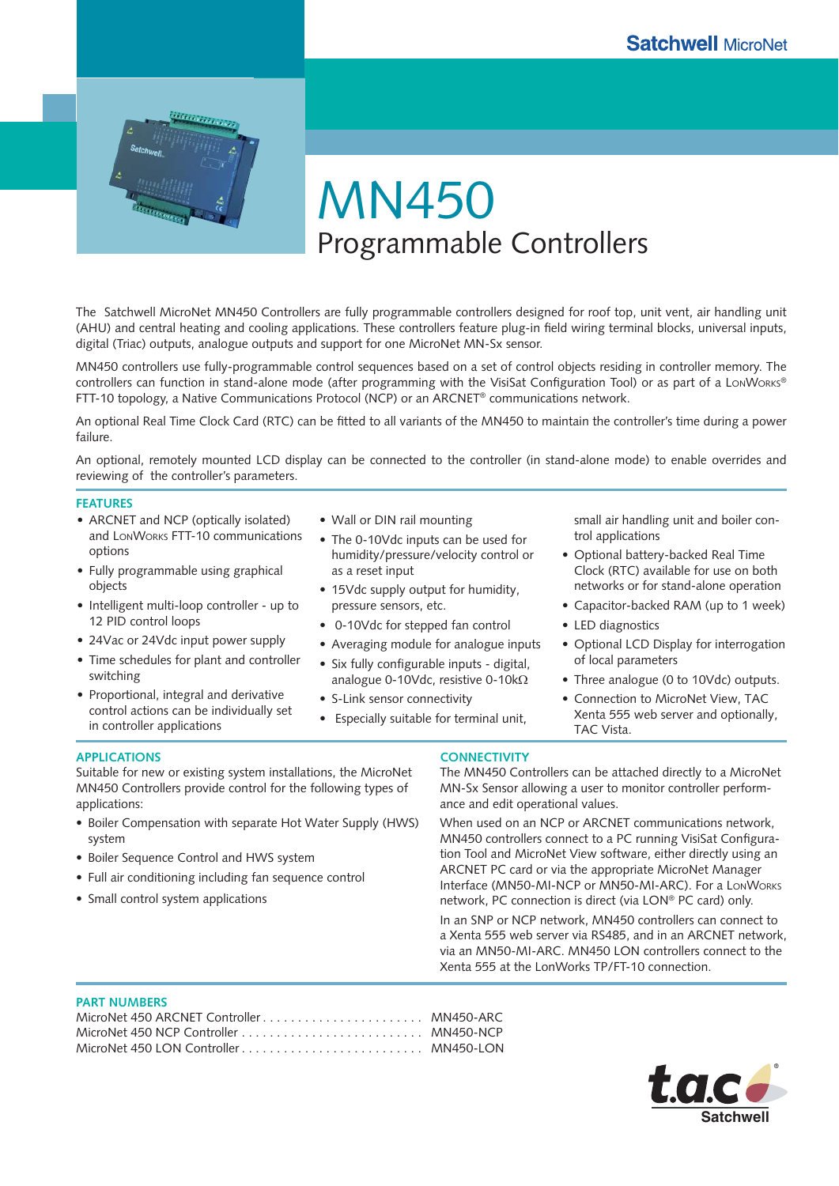Satchwell MicroNet

# MN450

## Programmable Controllers

The Satchwell MicroNet MN450 Controllers are fully programmable controllers designed for roof top, unit vent, air handling unit (AHU) and central heating and cooling applications. These controllers feature plug-in field wiring terminal blocks, universal inputs, digital (Triac) outputs, analogue outputs and support for one MicroNet MN-Sx sensor.

MN450 controllers use fully-programmable control sequences based on a set of control objects residing in controller memory. The controllers can function in stand-alone mode (after programming with the VisiSat Configuration Tool) or as part of a LonWorks® FTT-10 topology, a Native Communications Protocol (NCP) or an ARCNET® communications network.

An optional Real Time Clock Card (RTC) can be fitted to all variants of the MN450 to maintain the controller's time during a power failure.

An optional, remotely mounted LCD display can be connected to the controller (in stand-alone mode) to enable overrides and reviewing of the controller's parameters.

### FEATURES

- ARCNET and NCP (optically isolated) and LonWorks FTT-10 communications options
- Fully programmable using graphical objects
- Intelligent multi-loop controller - up to 12 PID control loops
- 24Vac or 24Vdc input power supply
- Time schedules for plant and controller switching
- Proportional, integral and derivative control actions can be individually set in controller applications
- Wall or DIN rail mounting
- The 0-10Vdc inputs can be used for humidity/pressure/velocity control or as a reset input
- 15Vdc supply output for humidity, pressure sensors, etc.
- 0-10Vdc for stepped fan control
- Averaging module for analogue inputs
- Six fully configurable inputs - digital, analogue 0-10Vdc, resistive 0-10kΩ
- S-Link sensor connectivity
- Especially suitable for terminal unit, small air handling unit and boiler control applications
- Optional battery-backed Real Time Clock (RTC) available for use on both networks or for stand-alone operation
- Capacitor-backed RAM (up to 1 week)
- LED diagnostics
- Optional LCD Display for interrogation of local parameters
- Three analogue (0 to 10Vdc) outputs.
- Connection to MicroNet View, TAC Xenta 555 web server and optionally, TAC Vista.

### APPLICATIONS

Suitable for new or existing system installations, the MicroNet MN450 Controllers provide control for the following types of applications:

- Boiler Compensation with separate Hot Water Supply (HWS) system
- Boiler Sequence Control and HWS system
- Full air conditioning including fan sequence control
- Small control system applications

### CONNECTIVITY

The MN450 Controllers can be attached directly to a MicroNet MN-Sx Sensor allowing a user to monitor controller performance and edit operational values.

When used on an NCP or ARCNET communications network, MN450 controllers connect to a PC running VisiSat Configuration Tool and MicroNet View software, either directly using an ARCNET PC card or via the appropriate MicroNet Manager Interface (MN50-MI-NCP or MN50-MI-ARC). For a LonWorks network, PC connection is direct (via LON® PC card) only.

In an SNP or NCP network, MN450 controllers can connect to a Xenta 555 web server via RS485, and in an ARCNET network, via an MN50-MI-ARC. MN450 LON controllers connect to the Xenta 555 at the LonWorks TP/FT-10 connection.

### PART NUMBERS

| Description | Part Number |
|---|---|
| MicroNet 450 ARCNET Controller | MN450-ARC |
| MicroNet 450 NCP Controller | MN450-NCP |
| MicroNet 450 LON Controller | MN450-LON |

t.a.c Satchwell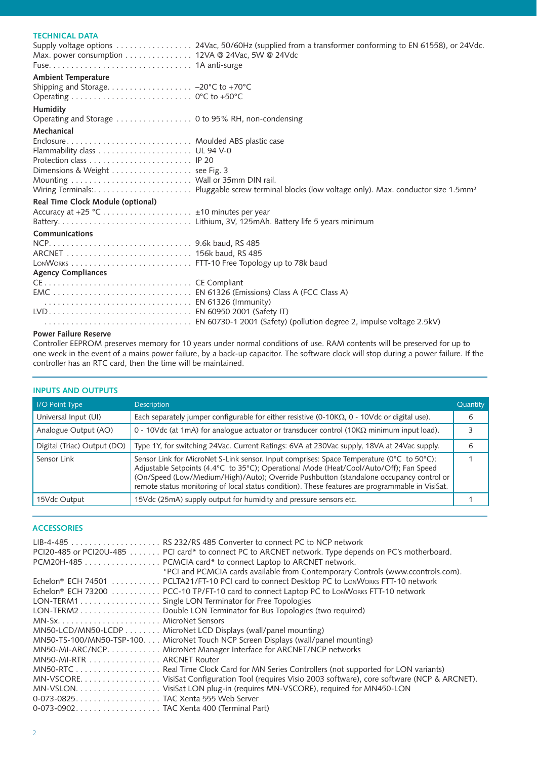## TECHNICAL DATA

Supply voltage options . . . . . . . . . . . . . . . . . 24Vac, 50/60Hz (supplied from a transformer conforming to EN 61558), or 24Vdc.
Max. power consumption . . . . . . . . . . . . . . . 12VA @ 24Vac, 5W @ 24Vdc
Fuse. . . . . . . . . . . . . . . . . . . . . . . . . . . . . . . . 1A anti-surge

**Ambient Temperature**
Shipping and Storage. . . . . . . . . . . . . . . . . . . –20°C to +70°C
Operating . . . . . . . . . . . . . . . . . . . . . . . . . . . 0°C to +50°C

**Humidity**
Operating and Storage . . . . . . . . . . . . . . . . . 0 to 95% RH, non-condensing

**Mechanical**
Enclosure. . . . . . . . . . . . . . . . . . . . . . . . . . . . Moulded ABS plastic case
Flammability class . . . . . . . . . . . . . . . . . . . . . UL 94 V-0
Protection class . . . . . . . . . . . . . . . . . . . . . . . IP 20
Dimensions & Weight . . . . . . . . . . . . . . . . . . see Fig. 3
Mounting . . . . . . . . . . . . . . . . . . . . . . . . . . . Wall or 35mm DIN rail.
Wiring Terminals:. . . . . . . . . . . . . . . . . . . . . . Pluggable screw terminal blocks (low voltage only). Max. conductor size 1.5mm²

**Real Time Clock Module (optional)**
Accuracy at +25 °C . . . . . . . . . . . . . . . . . . . . ±10 minutes per year
Battery. . . . . . . . . . . . . . . . . . . . . . . . . . . . . Lithium, 3V, 125mAh. Battery life 5 years minimum

**Communications**
NCP. . . . . . . . . . . . . . . . . . . . . . . . . . . . . . . 9.6k baud, RS 485
ARCNET . . . . . . . . . . . . . . . . . . . . . . . . . . . . 156k baud, RS 485
LonWorks . . . . . . . . . . . . . . . . . . . . . . . . . . . FTT-10 Free Topology up to 78k baud

**Agency Compliances**
CE . . . . . . . . . . . . . . . . . . . . . . . . . . . . . . . . CE Compliant
EMC . . . . . . . . . . . . . . . . . . . . . . . . . . . . . . . EN 61326 (Emissions) Class A (FCC Class A)
. . . . . . . . . . . . . . . . . . . . . . . . . . . . . . . . . EN 61326 (Immunity)
LVD. . . . . . . . . . . . . . . . . . . . . . . . . . . . . . . . EN 60950 2001 (Safety IT)
. . . . . . . . . . . . . . . . . . . . . . . . . . . . . . . . . EN 60730-1 2001 (Safety) (pollution degree 2, impulse voltage 2.5kV)

**Power Failure Reserve**
Controller EEPROM preserves memory for 10 years under normal conditions of use. RAM contents will be preserved for up to one week in the event of a mains power failure, by a back-up capacitor. The software clock will stop during a power failure. If the controller has an RTC card, then the time will be maintained.

## INPUTS AND OUTPUTS

| I/O Point Type | Description | Quantity |
|---|---|---|
| Universal Input (UI) | Each separately jumper configurable for either resistive (0-10KΩ, 0 - 10Vdc or digital use). | 6 |
| Analogue Output (AO) | 0 - 10Vdc (at 1mA) for analogue actuator or transducer control (10KΩ minimum input load). | 3 |
| Digital (Triac) Output (DO) | Type 1Y, for switching 24Vac. Current Ratings: 6VA at 230Vac supply, 18VA at 24Vac supply. | 6 |
| Sensor Link | Sensor Link for MicroNet S-Link sensor. Input comprises: Space Temperature (0°C to 50°C); Adjustable Setpoints (4.4°C to 35°C); Operational Mode (Heat/Cool/Auto/Off); Fan Speed (On/Speed (Low/Medium/High)/Auto); Override Pushbutton (standalone occupancy control or remote status monitoring of local status condition). These features are programmable in VisiSat. | 1 |
| 15Vdc Output | 15Vdc (25mA) supply output for humidity and pressure sensors etc. | 1 |

## ACCESSORIES

LIB-4-485 . . . . . . . . . . . . . . . . . . . . RS 232/RS 485 Converter to connect PC to NCP network
PCI20-485 or PCI20U-485 . . . . . . . PCI card* to connect PC to ARCNET network. Type depends on PC's motherboard.
PCM20H-485 . . . . . . . . . . . . . . . . . PCMCIA card* to connect Laptop to ARCNET network.
*PCI and PCMCIA cards available from Contemporary Controls (www.ccontrols.com).
Echelon® ECH 74501 . . . . . . . . . . . PCLTA21/FT-10 PCI card to connect Desktop PC to LonWorks FTT-10 network
Echelon® ECH 73200 . . . . . . . . . . . PCC-10 TP/FT-10 card to connect Laptop PC to LonWorks FTT-10 network
LON-TERM1 . . . . . . . . . . . . . . . . . . Single LON Terminator for Free Topologies
LON-TERM2 . . . . . . . . . . . . . . . . . . Double LON Terminator for Bus Topologies (two required)
MN-Sx. . . . . . . . . . . . . . . . . . . . . . . MicroNet Sensors
MN50-LCD/MN50-LCDP . . . . . . . . MicroNet LCD Displays (wall/panel mounting)
MN50-TS-100/MN50-TSP-100. . . . MicroNet Touch NCP Screen Displays (wall/panel mounting)
MN50-MI-ARC/NCP. . . . . . . . . . . . MicroNet Manager Interface for ARCNET/NCP networks
MN50-MI-RTR . . . . . . . . . . . . . . . . ARCNET Router
MN50-RTC . . . . . . . . . . . . . . . . . . . Real Time Clock Card for MN Series Controllers (not supported for LON variants)
MN-VSCORE. . . . . . . . . . . . . . . . . . VisiSat Configuration Tool (requires Visio 2003 software), core software (NCP & ARCNET).
MN-VSLON. . . . . . . . . . . . . . . . . . . VisiSat LON plug-in (requires MN-VSCORE), required for MN450-LON
0-073-0825. . . . . . . . . . . . . . . . . . . TAC Xenta 555 Web Server
0-073-0902. . . . . . . . . . . . . . . . . . . TAC Xenta 400 (Terminal Part)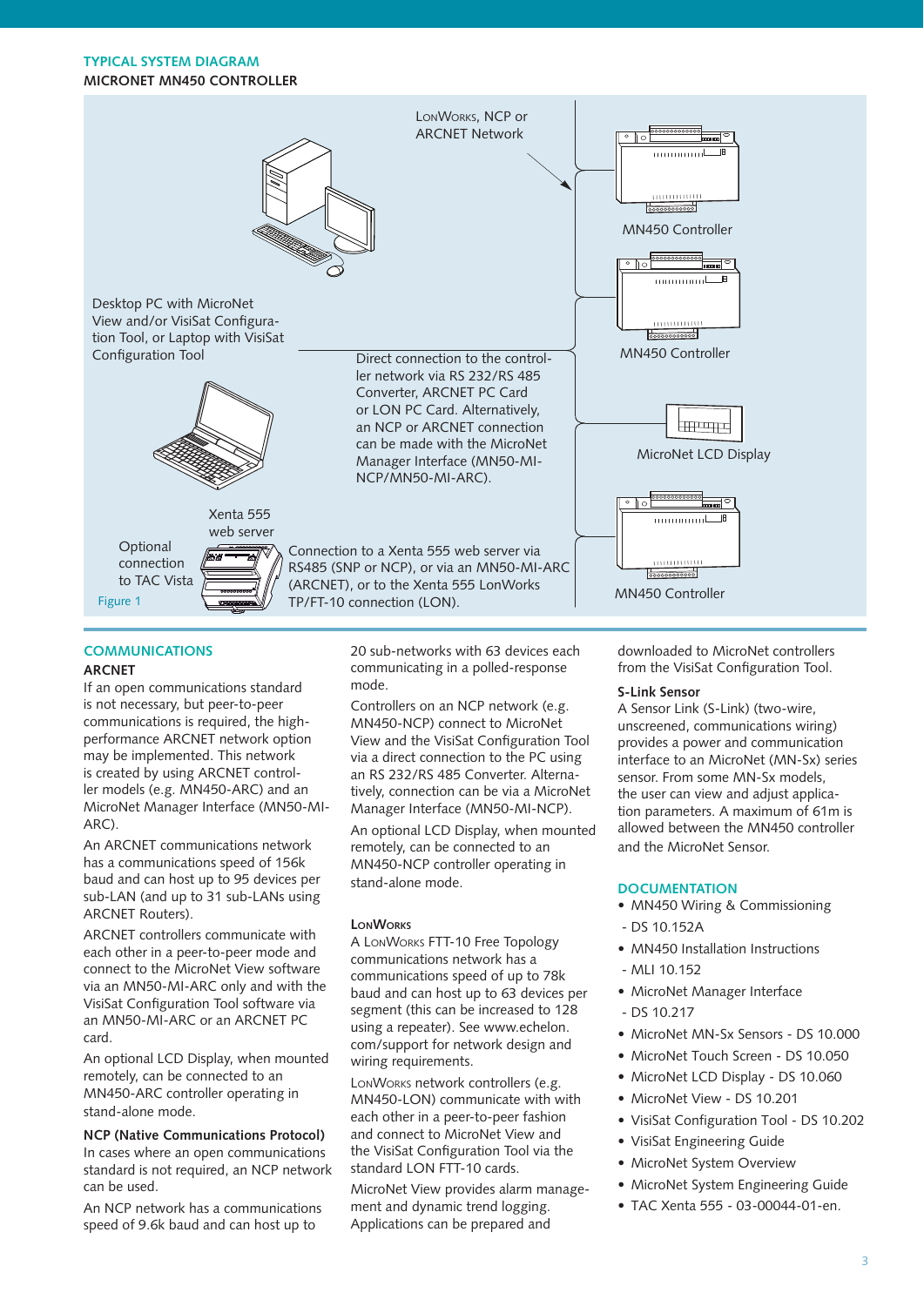## TYPICAL SYSTEM DIAGRAM

**MICRONET MN450 CONTROLLER**

LonWorks, NCP or ARCNET Network

MN450 Controller

MN450 Controller

Desktop PC with MicroNet View and/or VisiSat Configuration Tool, or Laptop with VisiSat Configuration Tool

Direct connection to the controller network via RS 232/RS 485 Converter, ARCNET PC Card or LON PC Card. Alternatively, an NCP or ARCNET connection can be made with the MicroNet Manager Interface (MN50-MI-NCP/MN50-MI-ARC).

MicroNet LCD Display

Xenta 555 web server

Optional connection to TAC Vista

Connection to a Xenta 555 web server via RS485 (SNP or NCP), or via an MN50-MI-ARC (ARCNET), or to the Xenta 555 LonWorks TP/FT-10 connection (LON).

MN450 Controller

Figure 1

## COMMUNICATIONS

### ARCNET

If an open communications standard is not necessary, but peer-to-peer communications is required, the high-performance ARCNET network option may be implemented. This network is created by using ARCNET controller models (e.g. MN450-ARC) and an MicroNet Manager Interface (MN50-MI-ARC).

An ARCNET communications network has a communications speed of 156k baud and can host up to 95 devices per sub-LAN (and up to 31 sub-LANs using ARCNET Routers).

ARCNET controllers communicate with each other in a peer-to-peer mode and connect to the MicroNet View software via an MN50-MI-ARC only and with the VisiSat Configuration Tool software via an MN50-MI-ARC or an ARCNET PC card.

An optional LCD Display, when mounted remotely, can be connected to an MN450-ARC controller operating in stand-alone mode.

### NCP (Native Communications Protocol)

In cases where an open communications standard is not required, an NCP network can be used.

An NCP network has a communications speed of 9.6k baud and can host up to 20 sub-networks with 63 devices each communicating in a polled-response mode.

Controllers on an NCP network (e.g. MN450-NCP) connect to MicroNet View and the VisiSat Configuration Tool via a direct connection to the PC using an RS 232/RS 485 Converter. Alternatively, connection can be via a MicroNet Manager Interface (MN50-MI-NCP).

An optional LCD Display, when mounted remotely, can be connected to an MN450-NCP controller operating in stand-alone mode.

### LonWorks

A LonWorks FTT-10 Free Topology communications network has a communications speed of up to 78k baud and can host up to 63 devices per segment (this can be increased to 128 using a repeater). See www.echelon.com/support for network design and wiring requirements.

LonWorks network controllers (e.g. MN450-LON) communicate with with each other in a peer-to-peer fashion and connect to MicroNet View and the VisiSat Configuration Tool via the standard LON FTT-10 cards.

MicroNet View provides alarm management and dynamic trend logging. Applications can be prepared and downloaded to MicroNet controllers from the VisiSat Configuration Tool.

### S-Link Sensor

A Sensor Link (S-Link) (two-wire, unscreened, communications wiring) provides a power and communication interface to an MicroNet (MN-Sx) series sensor. From some MN-Sx models, the user can view and adjust application parameters. A maximum of 61m is allowed between the MN450 controller and the MicroNet Sensor.

## DOCUMENTATION

- MN450 Wiring & Commissioning - DS 10.152A
- MN450 Installation Instructions - MLI 10.152
- MicroNet Manager Interface - DS 10.217
- MicroNet MN-Sx Sensors - DS 10.000
- MicroNet Touch Screen - DS 10.050
- MicroNet LCD Display - DS 10.060
- MicroNet View - DS 10.201
- VisiSat Configuration Tool - DS 10.202
- VisiSat Engineering Guide
- MicroNet System Overview
- MicroNet System Engineering Guide
- TAC Xenta 555 - 03-00044-01-en.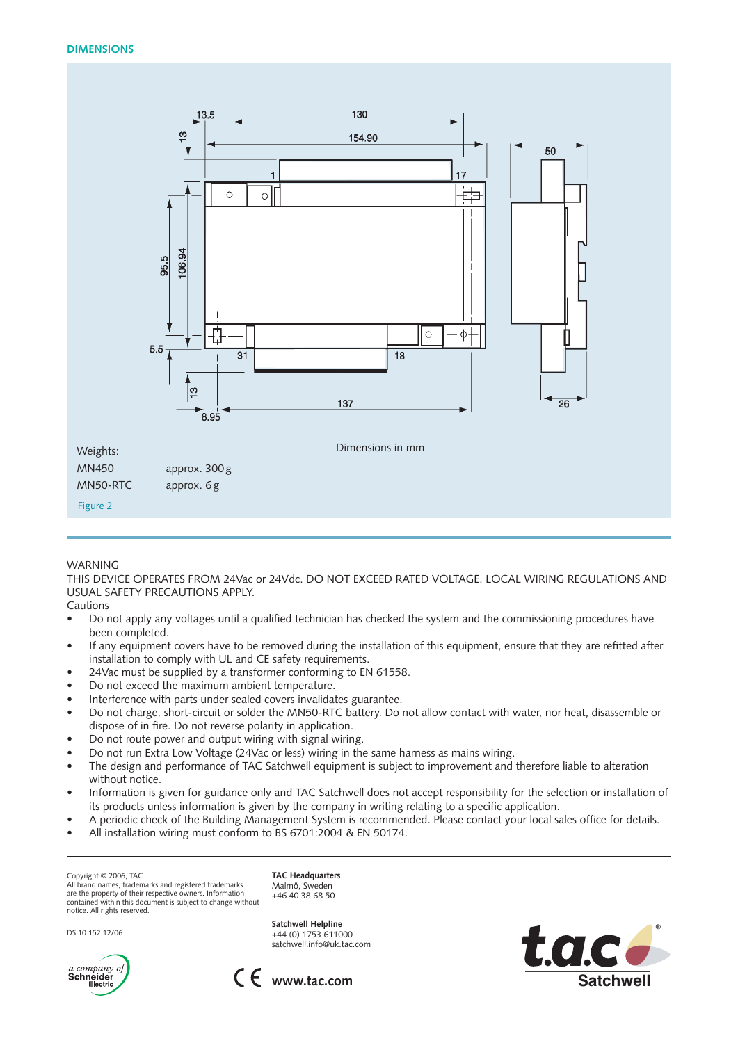## DIMENSIONS

13.5
130
154.90
50
13
1
17
95.5
106.94
5.5
31
18
13
8.95
137
26

Dimensions in mm

Weights:

| | |
|---|---|
| MN450 | approx. 300 g |
| MN50-RTC | approx. 6 g |

Figure 2

WARNING

THIS DEVICE OPERATES FROM 24Vac or 24Vdc. DO NOT EXCEED RATED VOLTAGE. LOCAL WIRING REGULATIONS AND USUAL SAFETY PRECAUTIONS APPLY.

Cautions

- Do not apply any voltages until a qualified technician has checked the system and the commissioning procedures have been completed.
- If any equipment covers have to be removed during the installation of this equipment, ensure that they are refitted after installation to comply with UL and CE safety requirements.
- 24Vac must be supplied by a transformer conforming to EN 61558.
- Do not exceed the maximum ambient temperature.
- Interference with parts under sealed covers invalidates guarantee.
- Do not charge, short-circuit or solder the MN50-RTC battery. Do not allow contact with water, nor heat, disassemble or dispose of in fire. Do not reverse polarity in application.
- Do not route power and output wiring with signal wiring.
- Do not run Extra Low Voltage (24Vac or less) wiring in the same harness as mains wiring.
- The design and performance of TAC Satchwell equipment is subject to improvement and therefore liable to alteration without notice.
- Information is given for guidance only and TAC Satchwell does not accept responsibility for the selection or installation of its products unless information is given by the company in writing relating to a specific application.
- A periodic check of the Building Management System is recommended. Please contact your local sales office for details.
- All installation wiring must conform to BS 6701:2004 & EN 50174.

Copyright © 2006, TAC
All brand names, trademarks and registered trademarks are the property of their respective owners. Information contained within this document is subject to change without notice. All rights reserved.

DS 10.152 12/06

**TAC Headquarters**
Malmö, Sweden
+46 40 38 68 50

**Satchwell Helpline**
+44 (0) 1753 611000
satchwell.info@uk.tac.com

a company of Schneider Electric

CE **www.tac.com**

t.a.c Satchwell